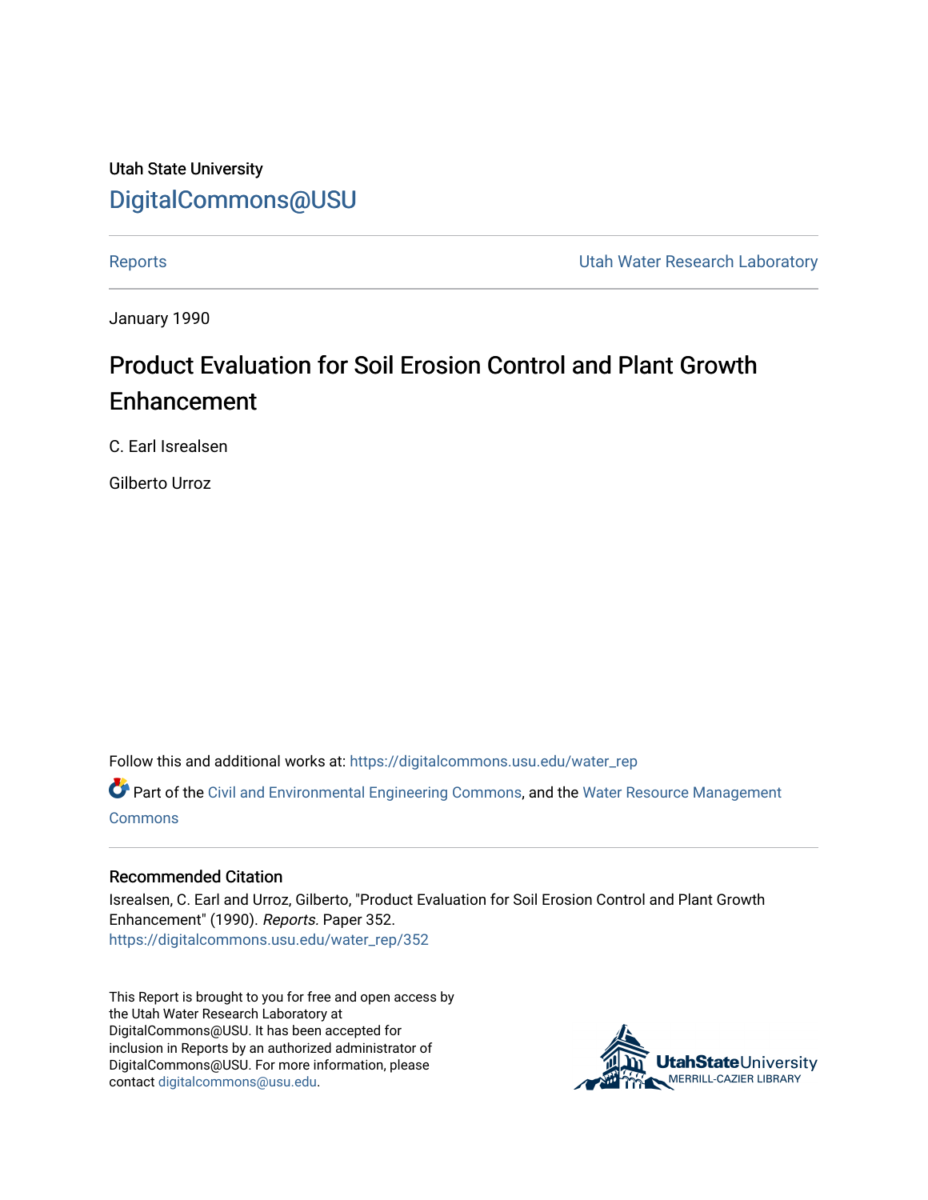Utah State University

DigitalCommons@USU

Reports | Utah Water Research Laboratory

January 1990

# Product Evaluation for Soil Erosion Control and Plant Growth Enhancement

C. Earl Isrealsen

Gilberto Urroz

Follow this and additional works at: https://digitalcommons.usu.edu/water_rep

Part of the Civil and Environmental Engineering Commons, and the Water Resource Management Commons

## Recommended Citation

Isrealsen, C. Earl and Urroz, Gilberto, "Product Evaluation for Soil Erosion Control and Plant Growth Enhancement" (1990). *Reports.* Paper 352.
https://digitalcommons.usu.edu/water_rep/352

This Report is brought to you for free and open access by the Utah Water Research Laboratory at DigitalCommons@USU. It has been accepted for inclusion in Reports by an authorized administrator of DigitalCommons@USU. For more information, please contact digitalcommons@usu.edu.

UtahStateUniversity MERRILL-CAZIER LIBRARY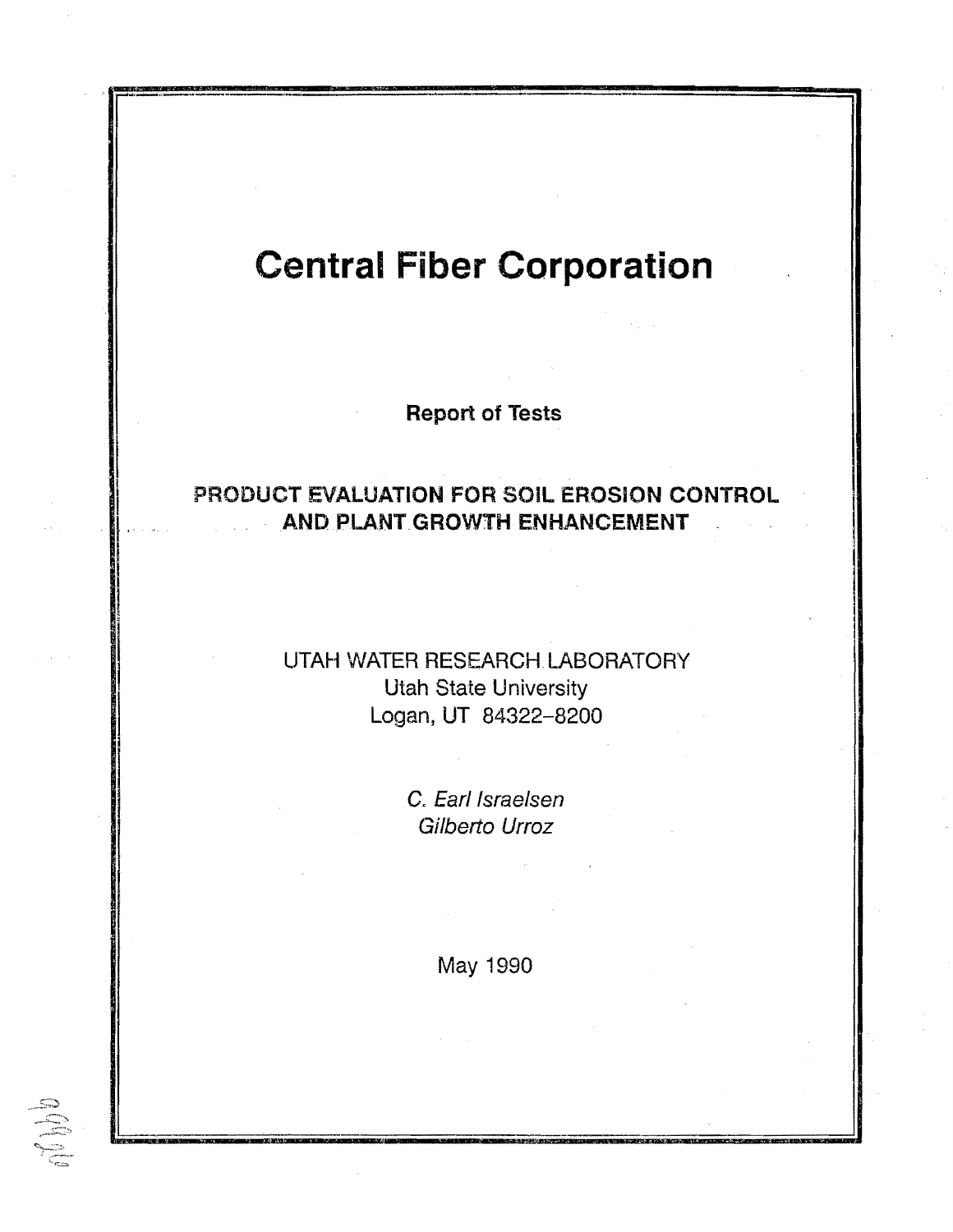# Central Fiber Corporation

**Report of Tests**

**PRODUCT EVALUATION FOR SOIL EROSION CONTROL AND PLANT GROWTH ENHANCEMENT**

UTAH WATER RESEARCH LABORATORY
Utah State University
Logan, UT 84322–8200

*C. Earl Israelsen*
*Gilberto Urroz*

May 1990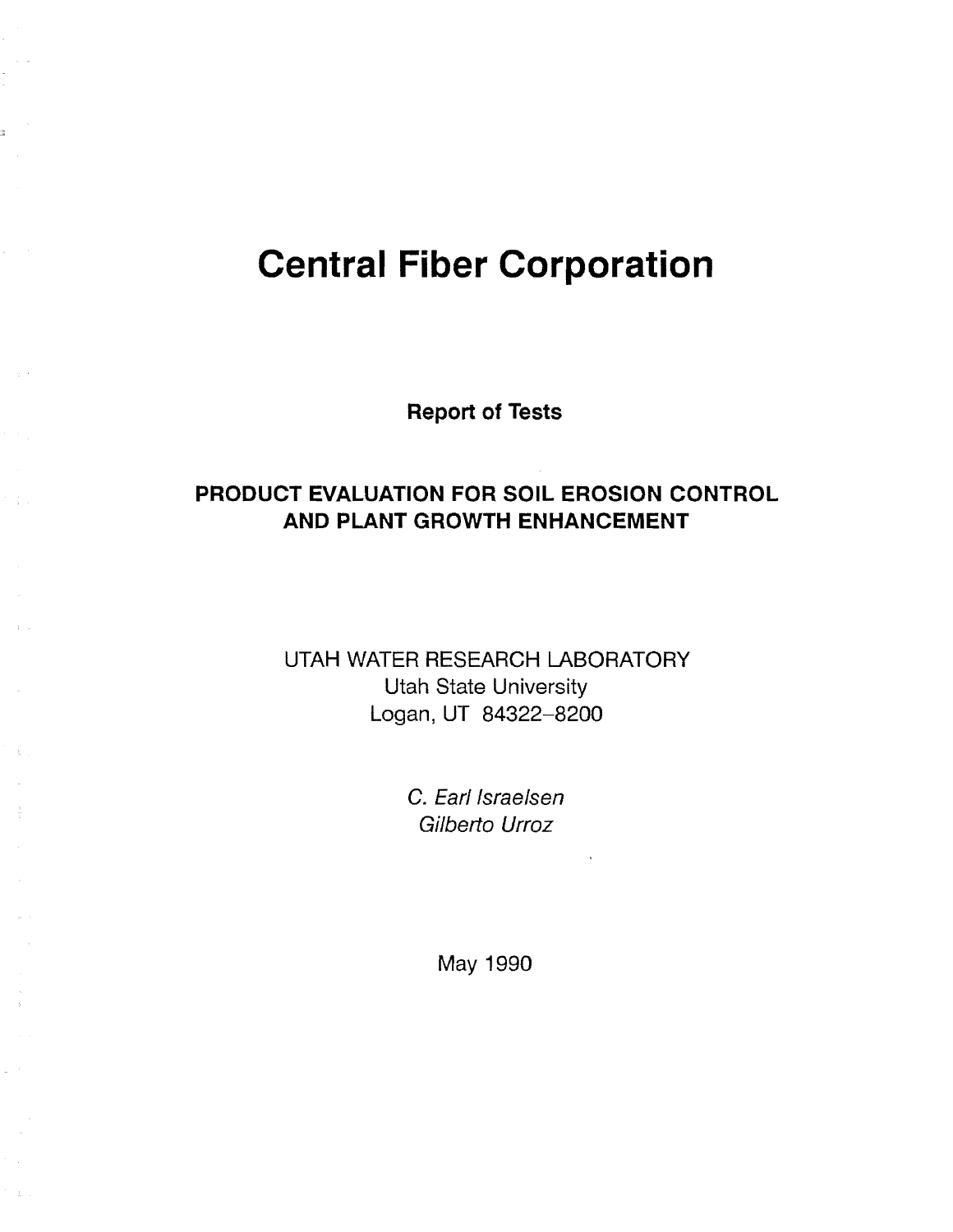# Central Fiber Corporation

**Report of Tests**

## PRODUCT EVALUATION FOR SOIL EROSION CONTROL AND PLANT GROWTH ENHANCEMENT

UTAH WATER RESEARCH LABORATORY
Utah State University
Logan, UT 84322–8200

*C. Earl Israelsen*
*Gilberto Urroz*

May 1990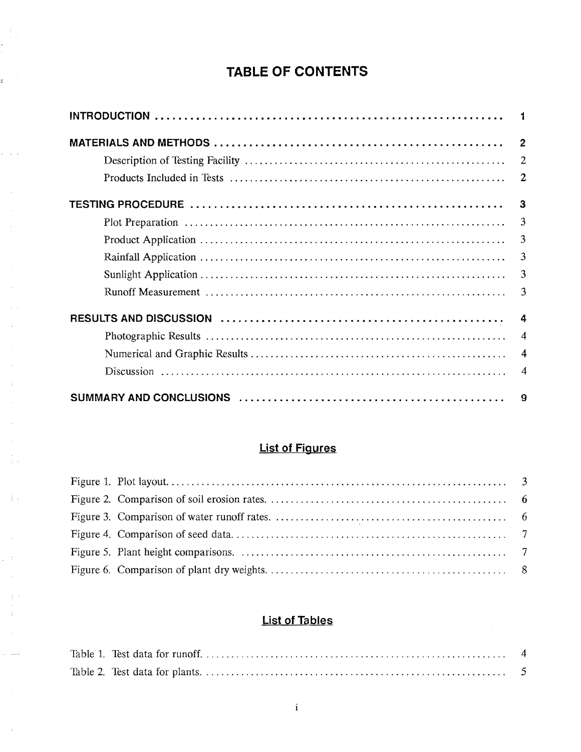# TABLE OF CONTENTS

| | |
|---|---|
| **INTRODUCTION** | **1** |
| **MATERIALS AND METHODS** | **2** |
| Description of Testing Facility | 2 |
| Products Included in Tests | 2 |
| **TESTING PROCEDURE** | **3** |
| Plot Preparation | 3 |
| Product Application | 3 |
| Rainfall Application | 3 |
| Sunlight Application | 3 |
| Runoff Measurement | 3 |
| **RESULTS AND DISCUSSION** | **4** |
| Photographic Results | 4 |
| Numerical and Graphic Results | 4 |
| Discussion | 4 |
| **SUMMARY AND CONCLUSIONS** | **9** |

## List of Figures

| | |
|---|---|
| Figure 1. Plot layout. | 3 |
| Figure 2. Comparison of soil erosion rates. | 6 |
| Figure 3. Comparison of water runoff rates. | 6 |
| Figure 4. Comparison of seed data. | 7 |
| Figure 5. Plant height comparisons. | 7 |
| Figure 6. Comparison of plant dry weights. | 8 |

## List of Tables

| | |
|---|---|
| Table 1. Test data for runoff. | 4 |
| Table 2. Test data for plants. | 5 |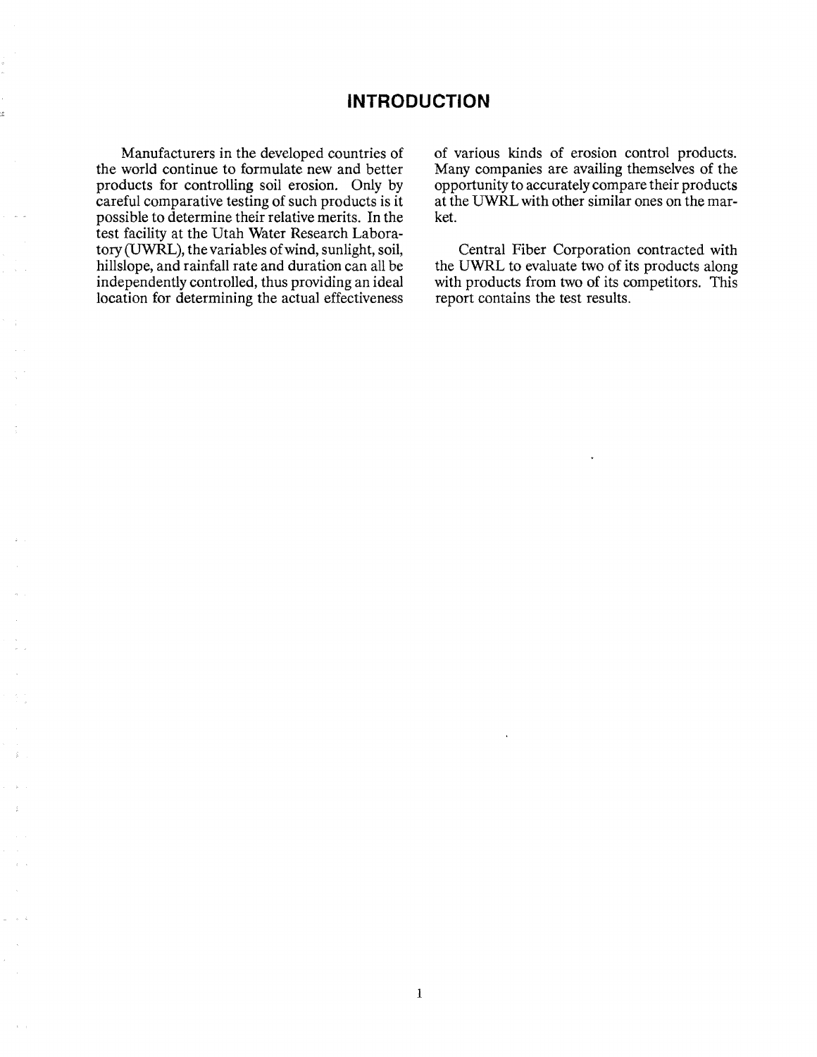# INTRODUCTION

Manufacturers in the developed countries of the world continue to formulate new and better products for controlling soil erosion. Only by careful comparative testing of such products is it possible to determine their relative merits. In the test facility at the Utah Water Research Laboratory (UWRL), the variables of wind, sunlight, soil, hillslope, and rainfall rate and duration can all be independently controlled, thus providing an ideal location for determining the actual effectiveness of various kinds of erosion control products. Many companies are availing themselves of the opportunity to accurately compare their products at the UWRL with other similar ones on the market.

Central Fiber Corporation contracted with the UWRL to evaluate two of its products along with products from two of its competitors. This report contains the test results.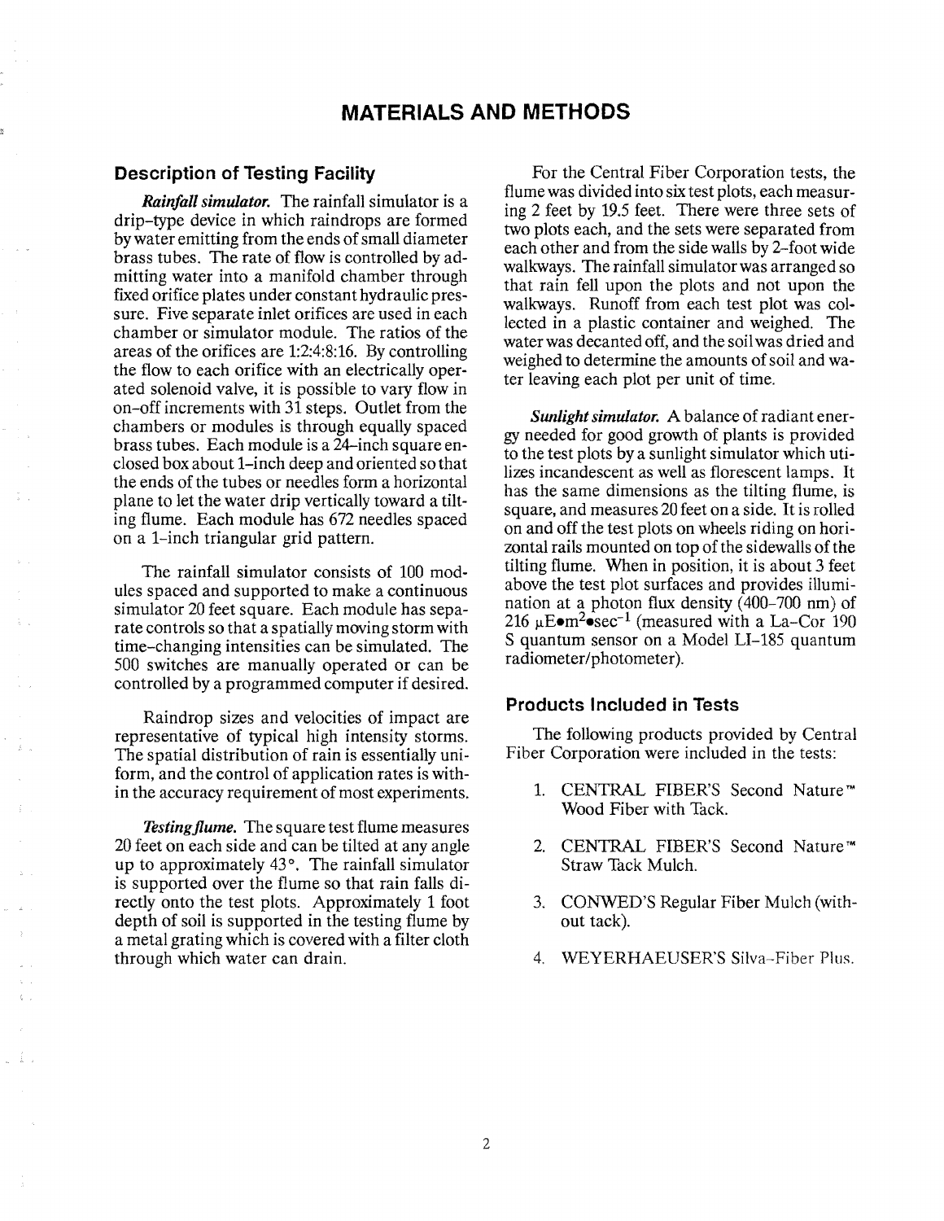# MATERIALS AND METHODS

## Description of Testing Facility

***Rainfall simulator.*** The rainfall simulator is a drip-type device in which raindrops are formed by water emitting from the ends of small diameter brass tubes. The rate of flow is controlled by admitting water into a manifold chamber through fixed orifice plates under constant hydraulic pressure. Five separate inlet orifices are used in each chamber or simulator module. The ratios of the areas of the orifices are 1:2:4:8:16. By controlling the flow to each orifice with an electrically operated solenoid valve, it is possible to vary flow in on-off increments with 31 steps. Outlet from the chambers or modules is through equally spaced brass tubes. Each module is a 24-inch square enclosed box about 1-inch deep and oriented so that the ends of the tubes or needles form a horizontal plane to let the water drip vertically toward a tilting flume. Each module has 672 needles spaced on a 1-inch triangular grid pattern.

The rainfall simulator consists of 100 modules spaced and supported to make a continuous simulator 20 feet square. Each module has separate controls so that a spatially moving storm with time-changing intensities can be simulated. The 500 switches are manually operated or can be controlled by a programmed computer if desired.

Raindrop sizes and velocities of impact are representative of typical high intensity storms. The spatial distribution of rain is essentially uniform, and the control of application rates is within the accuracy requirement of most experiments.

***Testing flume.*** The square test flume measures 20 feet on each side and can be tilted at any angle up to approximately 43°. The rainfall simulator is supported over the flume so that rain falls directly onto the test plots. Approximately 1 foot depth of soil is supported in the testing flume by a metal grating which is covered with a filter cloth through which water can drain.

For the Central Fiber Corporation tests, the flume was divided into six test plots, each measuring 2 feet by 19.5 feet. There were three sets of two plots each, and the sets were separated from each other and from the side walls by 2-foot wide walkways. The rainfall simulator was arranged so that rain fell upon the plots and not upon the walkways. Runoff from each test plot was collected in a plastic container and weighed. The water was decanted off, and the soil was dried and weighed to determine the amounts of soil and water leaving each plot per unit of time.

***Sunlight simulator.*** A balance of radiant energy needed for good growth of plants is provided to the test plots by a sunlight simulator which utilizes incandescent as well as florescent lamps. It has the same dimensions as the tilting flume, is square, and measures 20 feet on a side. It is rolled on and off the test plots on wheels riding on horizontal rails mounted on top of the sidewalls of the tilting flume. When in position, it is about 3 feet above the test plot surfaces and provides illumination at a photon flux density (400–700 nm) of 216 $\mu E \bullet m^2 \bullet sec^{-1}$ (measured with a La-Cor 190 S quantum sensor on a Model LI-185 quantum radiometer/photometer).

## Products Included in Tests

The following products provided by Central Fiber Corporation were included in the tests:

1. CENTRAL FIBER'S Second Nature™ Wood Fiber with Tack.
2. CENTRAL FIBER'S Second Nature™ Straw Tack Mulch.
3. CONWED'S Regular Fiber Mulch (without tack).
4. WEYERHAEUSER'S Silva-Fiber Plus.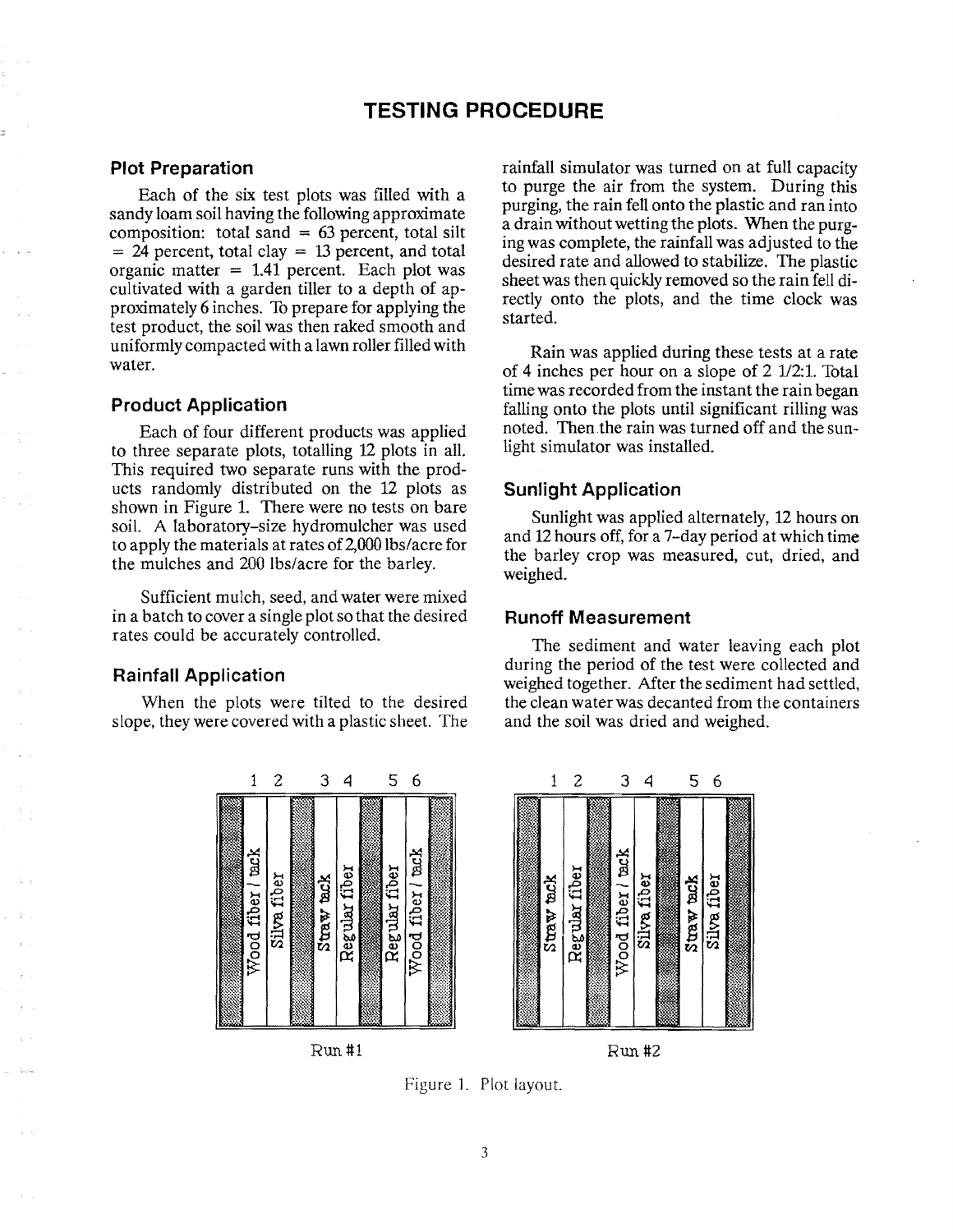# TESTING PROCEDURE

## Plot Preparation

Each of the six test plots was filled with a sandy loam soil having the following approximate composition: total sand = 63 percent, total silt = 24 percent, total clay = 13 percent, and total organic matter = 1.41 percent. Each plot was cultivated with a garden tiller to a depth of approximately 6 inches. To prepare for applying the test product, the soil was then raked smooth and uniformly compacted with a lawn roller filled with water.

## Product Application

Each of four different products was applied to three separate plots, totalling 12 plots in all. This required two separate runs with the products randomly distributed on the 12 plots as shown in Figure 1. There were no tests on bare soil. A laboratory-size hydromulcher was used to apply the materials at rates of 2,000 lbs/acre for the mulches and 200 lbs/acre for the barley.

Sufficient mulch, seed, and water were mixed in a batch to cover a single plot so that the desired rates could be accurately controlled.

## Rainfall Application

When the plots were tilted to the desired slope, they were covered with a plastic sheet. The rainfall simulator was turned on at full capacity to purge the air from the system. During this purging, the rain fell onto the plastic and ran into a drain without wetting the plots. When the purging was complete, the rainfall was adjusted to the desired rate and allowed to stabilize. The plastic sheet was then quickly removed so the rain fell directly onto the plots, and the time clock was started.

Rain was applied during these tests at a rate of 4 inches per hour on a slope of 2 1/2:1. Total time was recorded from the instant the rain began falling onto the plots until significant rilling was noted. Then the rain was turned off and the sunlight simulator was installed.

## Sunlight Application

Sunlight was applied alternately, 12 hours on and 12 hours off, for a 7-day period at which time the barley crop was measured, cut, dried, and weighed.

## Runoff Measurement

The sediment and water leaving each plot during the period of the test were collected and weighed together. After the sediment had settled, the clean water was decanted from the containers and the soil was dried and weighed.

| Plot | Run #1 | Run #2 |
|---|---|---|
| 1 | Wood fiber / tack | Straw tack |
| 2 | Silva fiber | Regular fiber |
| 3 | Straw tack | Wood fiber / tack |
| 4 | Regular fiber | Silva fiber |
| 5 | Regular fiber | Straw tack |
| 6 | Wood fiber / tack | Silva fiber |

Figure 1. Plot layout.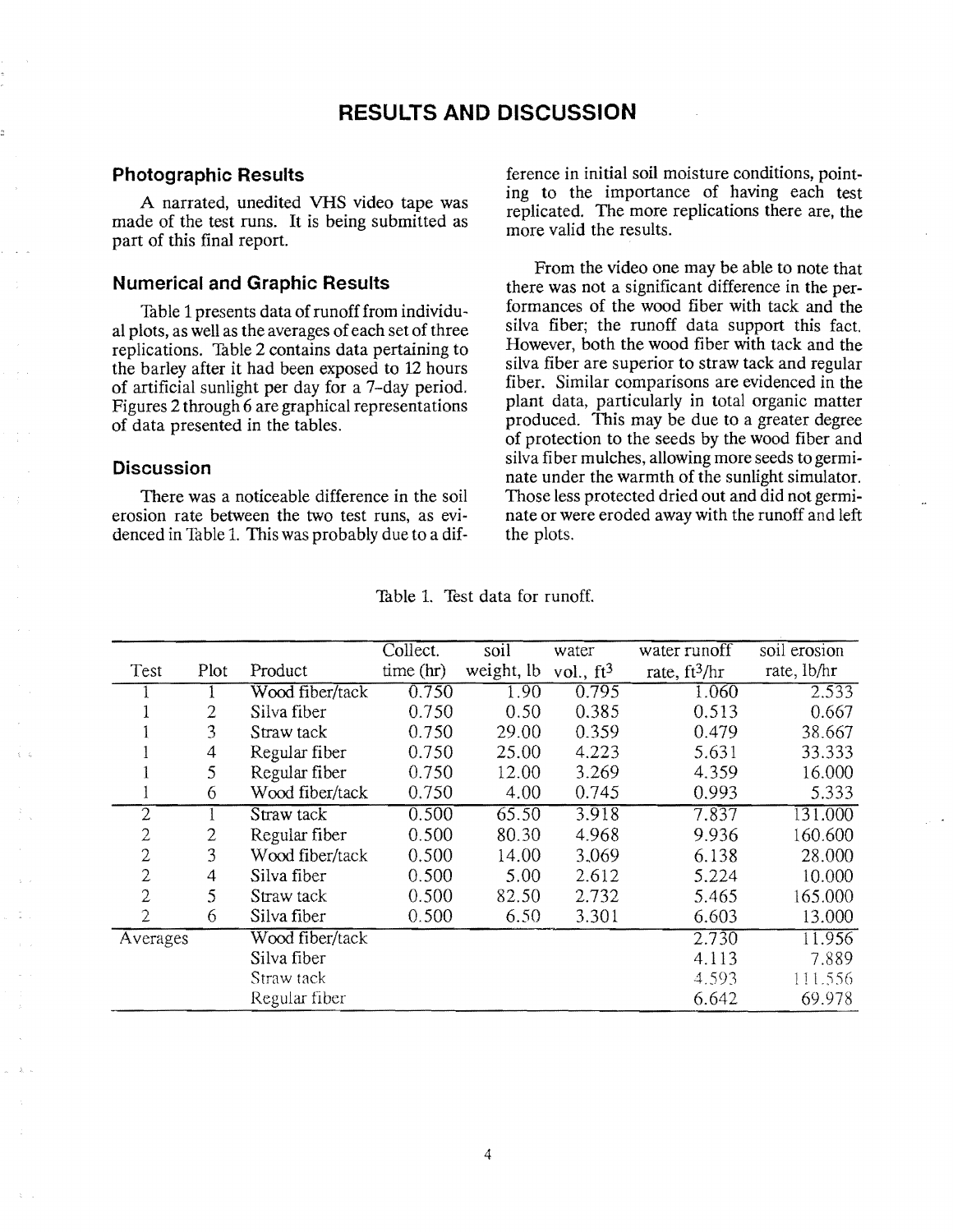# RESULTS AND DISCUSSION

## Photographic Results

A narrated, unedited VHS video tape was made of the test runs. It is being submitted as part of this final report.

## Numerical and Graphic Results

Table 1 presents data of runoff from individual plots, as well as the averages of each set of three replications. Table 2 contains data pertaining to the barley after it had been exposed to 12 hours of artificial sunlight per day for a 7-day period. Figures 2 through 6 are graphical representations of data presented in the tables.

## Discussion

There was a noticeable difference in the soil erosion rate between the two test runs, as evidenced in Table 1. This was probably due to a difference in initial soil moisture conditions, pointing to the importance of having each test replicated. The more replications there are, the more valid the results.

From the video one may be able to note that there was not a significant difference in the performances of the wood fiber with tack and the silva fiber; the runoff data support this fact. However, both the wood fiber with tack and the silva fiber are superior to straw tack and regular fiber. Similar comparisons are evidenced in the plant data, particularly in total organic matter produced. This may be due to a greater degree of protection to the seeds by the wood fiber and silva fiber mulches, allowing more seeds to germinate under the warmth of the sunlight simulator. Those less protected dried out and did not germinate or were eroded away with the runoff and left the plots.

Table 1. Test data for runoff.

| Test | Plot | Product | Collect. time (hr) | soil weight, lb | water vol., $ft^3$ | water runoff rate, $ft^3$/hr | soil erosion rate, lb/hr |
|---|---|---|---|---|---|---|---|
| 1 | 1 | Wood fiber/tack | 0.750 | 1.90 | 0.795 | 1.060 | 2.533 |
| 1 | 2 | Silva fiber | 0.750 | 0.50 | 0.385 | 0.513 | 0.667 |
| 1 | 3 | Straw tack | 0.750 | 29.00 | 0.359 | 0.479 | 38.667 |
| 1 | 4 | Regular fiber | 0.750 | 25.00 | 4.223 | 5.631 | 33.333 |
| 1 | 5 | Regular fiber | 0.750 | 12.00 | 3.269 | 4.359 | 16.000 |
| 1 | 6 | Wood fiber/tack | 0.750 | 4.00 | 0.745 | 0.993 | 5.333 |
| 2 | 1 | Straw tack | 0.500 | 65.50 | 3.918 | 7.837 | 131.000 |
| 2 | 2 | Regular fiber | 0.500 | 80.30 | 4.968 | 9.936 | 160.600 |
| 2 | 3 | Wood fiber/tack | 0.500 | 14.00 | 3.069 | 6.138 | 28.000 |
| 2 | 4 | Silva fiber | 0.500 | 5.00 | 2.612 | 5.224 | 10.000 |
| 2 | 5 | Straw tack | 0.500 | 82.50 | 2.732 | 5.465 | 165.000 |
| 2 | 6 | Silva fiber | 0.500 | 6.50 | 3.301 | 6.603 | 13.000 |
| Averages | | Wood fiber/tack | | | | 2.730 | 11.956 |
| | | Silva fiber | | | | 4.113 | 7.889 |
| | | Straw tack | | | | 4.593 | 111.556 |
| | | Regular fiber | | | | 6.642 | 69.978 |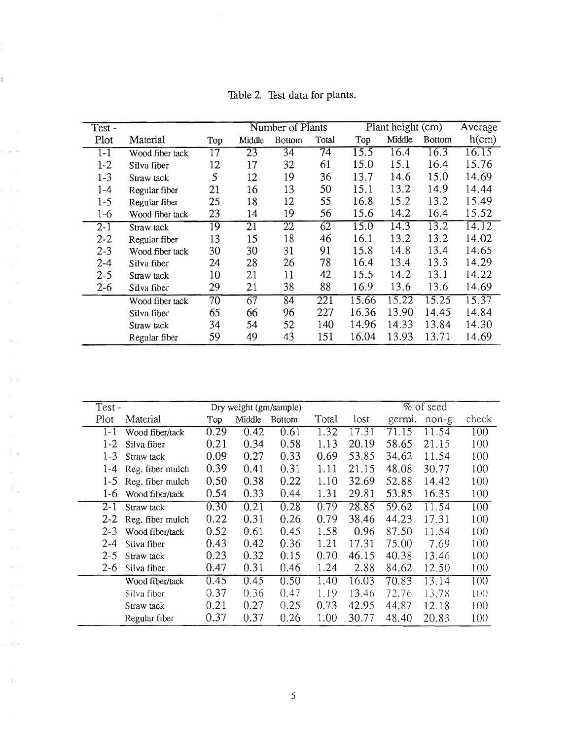Table 2. Test data for plants.

| Test - | | Number of Plants | | | | Plant height (cm) | | | Average |
|---|---|---|---|---|---|---|---|---|---|
| Plot | Material | Top | Middle | Bottom | Total | Top | Middle | Bottom | h(cm) |
| 1-1 | Wood fiber tack | 17 | 23 | 34 | 74 | 15.5 | 16.4 | 16.3 | 16.15 |
| 1-2 | Silva fiber | 12 | 17 | 32 | 61 | 15.0 | 15.1 | 16.4 | 15.76 |
| 1-3 | Straw tack | 5 | 12 | 19 | 36 | 13.7 | 14.6 | 15.0 | 14.69 |
| 1-4 | Regular fiber | 21 | 16 | 13 | 50 | 15.1 | 13.2 | 14.9 | 14.44 |
| 1-5 | Regular fiber | 25 | 18 | 12 | 55 | 16.8 | 15.2 | 13.2 | 15.49 |
| 1-6 | Wood fiber tack | 23 | 14 | 19 | 56 | 15.6 | 14.2 | 16.4 | 15.52 |
| 2-1 | Straw tack | 19 | 21 | 22 | 62 | 15.0 | 14.3 | 13.2 | 14.12 |
| 2-2 | Regular fiber | 13 | 15 | 18 | 46 | 16.1 | 13.2 | 13.2 | 14.02 |
| 2-3 | Wood fiber tack | 30 | 30 | 31 | 91 | 15.8 | 14.8 | 13.4 | 14.65 |
| 2-4 | Silva fiber | 24 | 28 | 26 | 78 | 16.4 | 13.4 | 13.3 | 14.29 |
| 2-5 | Straw tack | 10 | 21 | 11 | 42 | 15.5 | 14.2 | 13.1 | 14.22 |
| 2-6 | Silva fiber | 29 | 21 | 38 | 88 | 16.9 | 13.6 | 13.6 | 14.69 |
| | Wood fiber tack | 70 | 67 | 84 | 221 | 15.66 | 15.22 | 15.25 | 15.37 |
| | Silva fiber | 65 | 66 | 96 | 227 | 16.36 | 13.90 | 14.45 | 14.84 |
| | Straw tack | 34 | 54 | 52 | 140 | 14.96 | 14.33 | 13.84 | 14.30 |
| | Regular fiber | 59 | 49 | 43 | 151 | 16.04 | 13.93 | 13.71 | 14.69 |

| Test - | | Dry weight (gm/sample) | | | | % of seed | | | |
|---|---|---|---|---|---|---|---|---|---|
| Plot | Material | Top | Middle | Bottom | Total | lost | germi. | non-g. | check |
| 1-1 | Wood fiber/tack | 0.29 | 0.42 | 0.61 | 1.32 | 17.31 | 71.15 | 11.54 | 100 |
| 1-2 | Silva fiber | 0.21 | 0.34 | 0.58 | 1.13 | 20.19 | 58.65 | 21.15 | 100 |
| 1-3 | Straw tack | 0.09 | 0.27 | 0.33 | 0.69 | 53.85 | 34.62 | 11.54 | 100 |
| 1-4 | Reg. fiber mulch | 0.39 | 0.41 | 0.31 | 1.11 | 21.15 | 48.08 | 30.77 | 100 |
| 1-5 | Reg. fiber mulch | 0.50 | 0.38 | 0.22 | 1.10 | 32.69 | 52.88 | 14.42 | 100 |
| 1-6 | Wood fiber/tack | 0.54 | 0.33 | 0.44 | 1.31 | 29.81 | 53.85 | 16.35 | 100 |
| 2-1 | Straw tack | 0.30 | 0.21 | 0.28 | 0.79 | 28.85 | 59.62 | 11.54 | 100 |
| 2-2 | Reg. fiber mulch | 0.22 | 0.31 | 0.26 | 0.79 | 38.46 | 44.23 | 17.31 | 100 |
| 2-3 | Wood fiber/tack | 0.52 | 0.61 | 0.45 | 1.58 | 0.96 | 87.50 | 11.54 | 100 |
| 2-4 | Silva fiber | 0.43 | 0.42 | 0.36 | 1.21 | 17.31 | 75.00 | 7.69 | 100 |
| 2-5 | Straw tack | 0.23 | 0.32 | 0.15 | 0.70 | 46.15 | 40.38 | 13.46 | 100 |
| 2-6 | Silva fiber | 0.47 | 0.31 | 0.46 | 1.24 | 2.88 | 84.62 | 12.50 | 100 |
| | Wood fiber/tack | 0.45 | 0.45 | 0.50 | 1.40 | 16.03 | 70.83 | 13.14 | 100 |
| | Silva fiber | 0.37 | 0.36 | 0.47 | 1.19 | 13.46 | 72.76 | 13.78 | 100 |
| | Straw tack | 0.21 | 0.27 | 0.25 | 0.73 | 42.95 | 44.87 | 12.18 | 100 |
| | Regular fiber | 0.37 | 0.37 | 0.26 | 1.00 | 30.77 | 48.40 | 20.83 | 100 |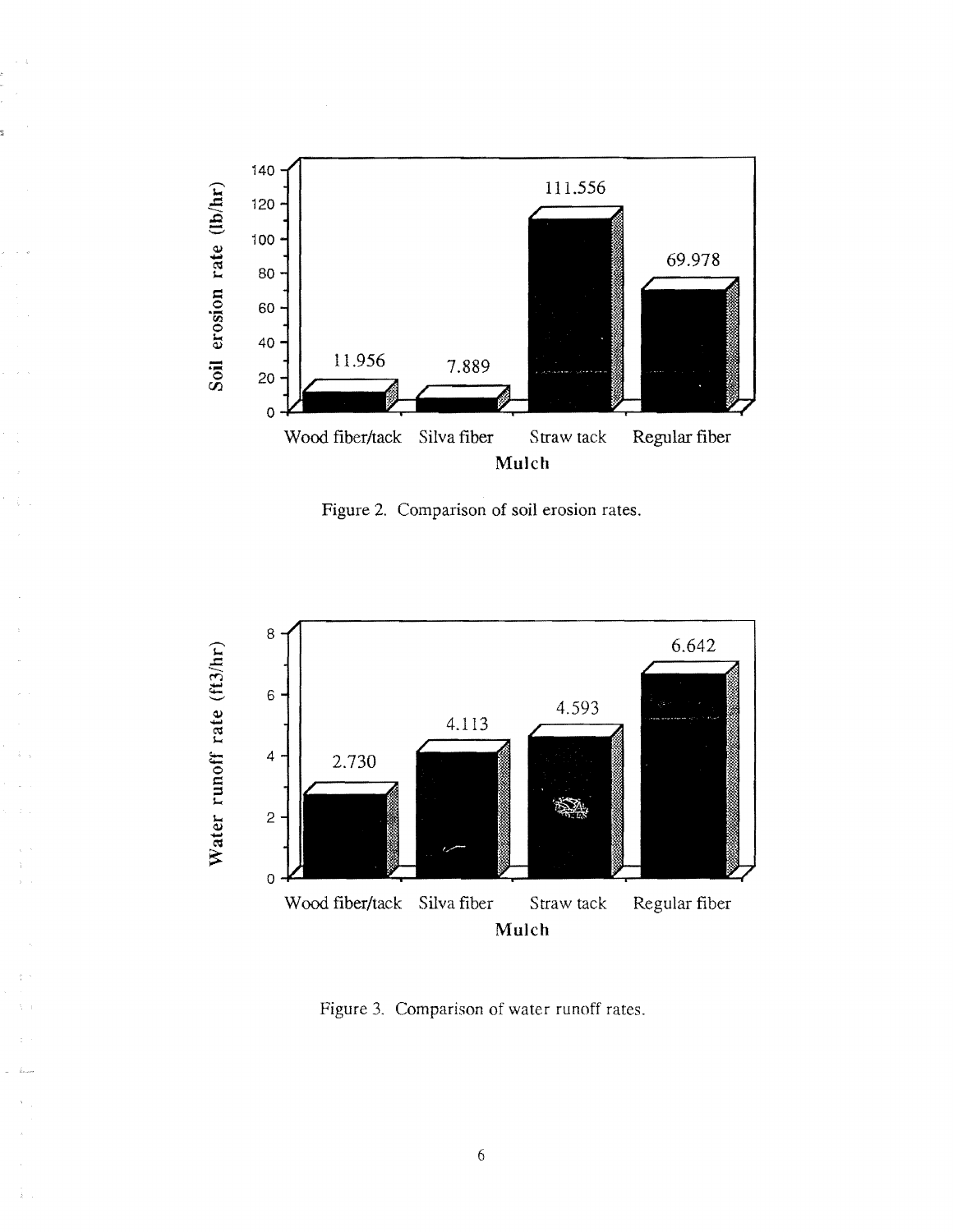Figure 2. Comparison of soil erosion rates.

Figure 3. Comparison of water runoff rates.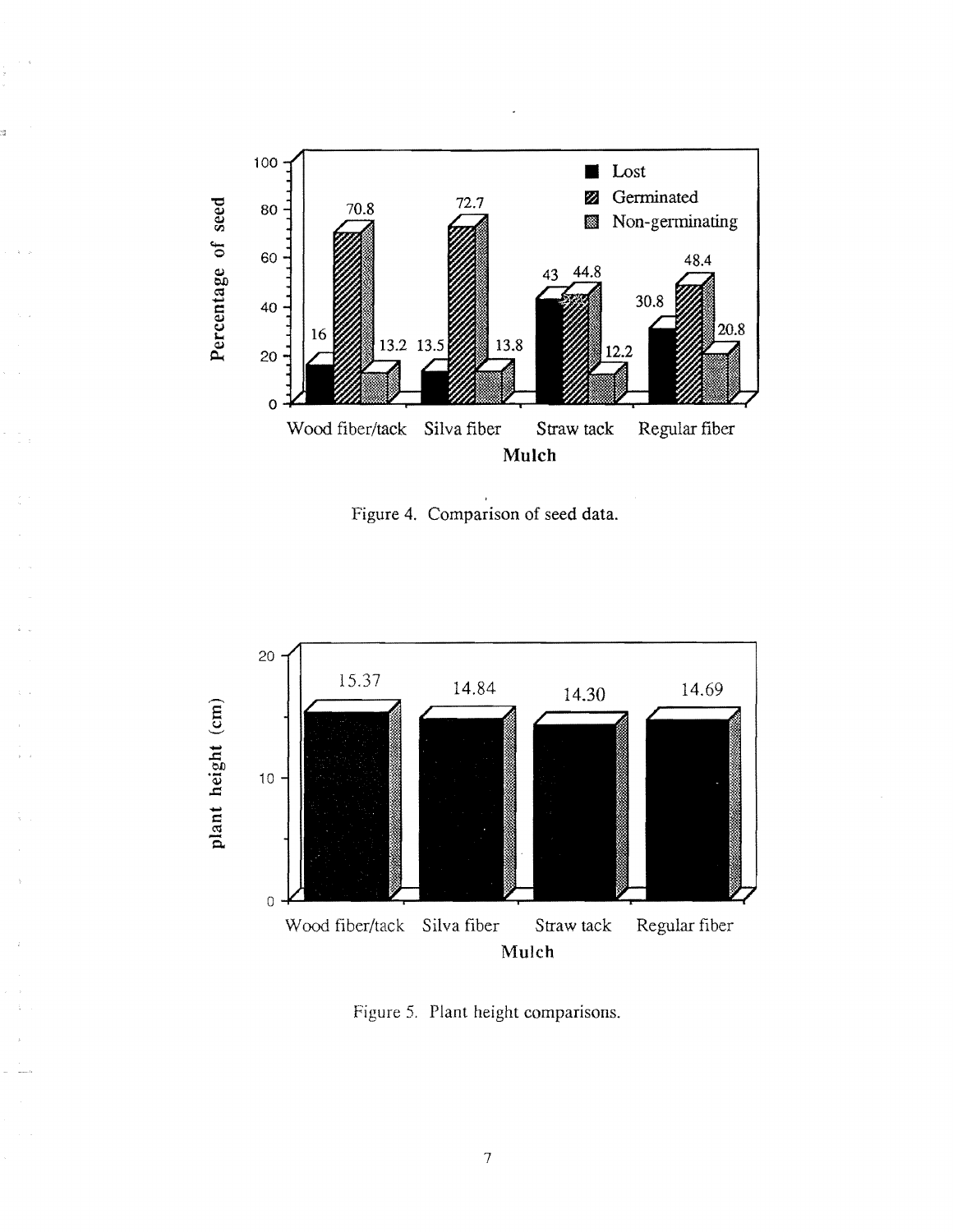Figure 4. Comparison of seed data.

Figure 5. Plant height comparisons.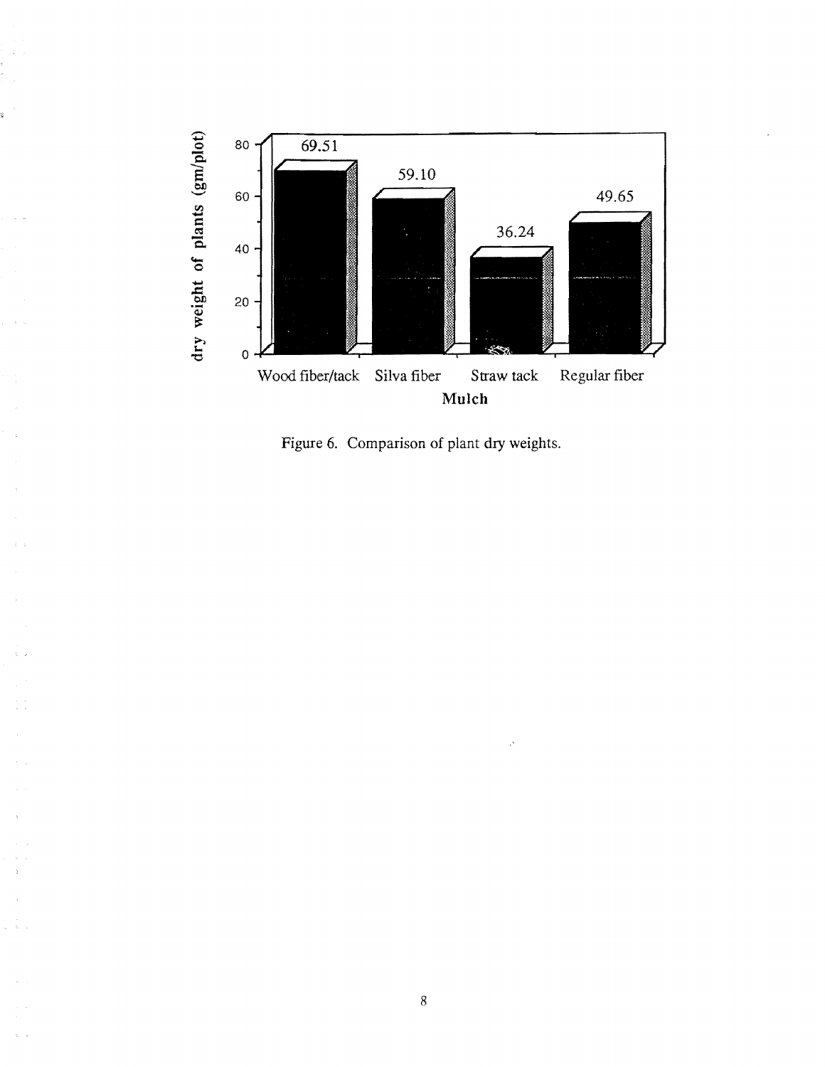| Mulch | dry weight of plants (gm/plot) |
|---|---|
| Wood fiber/tack | 69.51 |
| Silva fiber | 59.10 |
| Straw tack | 36.24 |
| Regular fiber | 49.65 |

Figure 6. Comparison of plant dry weights.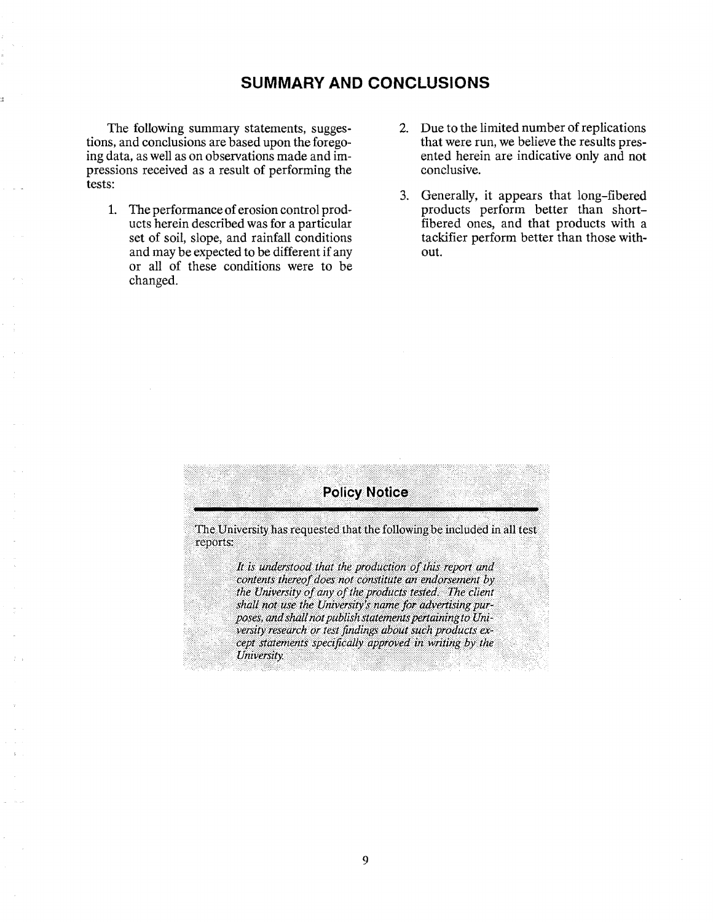## SUMMARY AND CONCLUSIONS

The following summary statements, suggestions, and conclusions are based upon the foregoing data, as well as on observations made and impressions received as a result of performing the tests:

1. The performance of erosion control products herein described was for a particular set of soil, slope, and rainfall conditions and may be expected to be different if any or all of these conditions were to be changed.
2. Due to the limited number of replications that were run, we believe the results presented herein are indicative only and not conclusive.
3. Generally, it appears that long-fibered products perform better than short-fibered ones, and that products with a tackifier perform better than those without.

### Policy Notice

The University has requested that the following be included in all test reports:

> *It is understood that the production of this report and contents thereof does not constitute an endorsement by the University of any of the products tested. The client shall not use the University's name for advertising purposes, and shall not publish statements pertaining to University research or test findings about such products except statements specifically approved in writing by the University.*